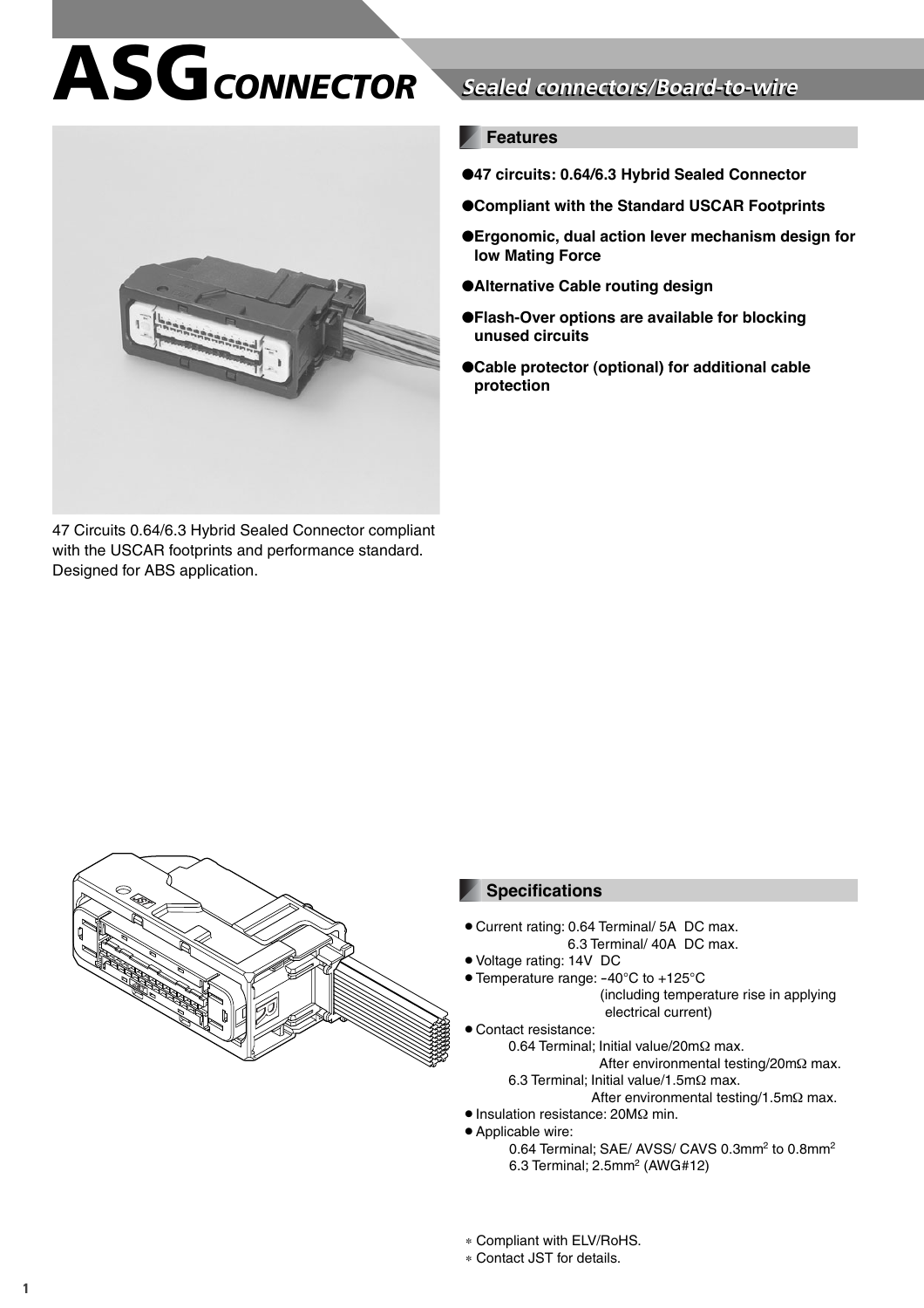# ASG CONNECTOR

## *Sealed connectors/Board-to-wire*

47 Circuits 0.64/6.3 Hybrid Sealed Connector compliant with the USCAR footprints and performance standard. Designed for ABS application.

### Features

- **47 circuits: 0.64/6.3 Hybrid Sealed Connector**
- **Compliant with the Standard USCAR Footprints**
- **Ergonomic, dual action lever mechanism design for low Mating Force**
- **Alternative Cable routing design**
- **Flash-Over options are available for blocking unused circuits**
- **Cable protector (optional) for additional cable protection**

### Specifications

- Current rating: 0.64 Terminal/ 5A DC max.
  6.3 Terminal/ 40A DC max.
- Voltage rating: 14V DC
- Temperature range: -40°C to +125°C
  (including temperature rise in applying electrical current)
- Contact resistance:
  0.64 Terminal; Initial value/20mΩ max.
  After environmental testing/20mΩ max.
  6.3 Terminal; Initial value/1.5mΩ max.
  After environmental testing/1.5mΩ max.
- Insulation resistance: 20MΩ min.
- Applicable wire:
  0.64 Terminal; SAE/ AVSS/ CAVS 0.3mm$^2$ to 0.8mm$^2$
  6.3 Terminal; 2.5mm$^2$ (AWG#12)

* Compliant with ELV/RoHS.
* Contact JST for details.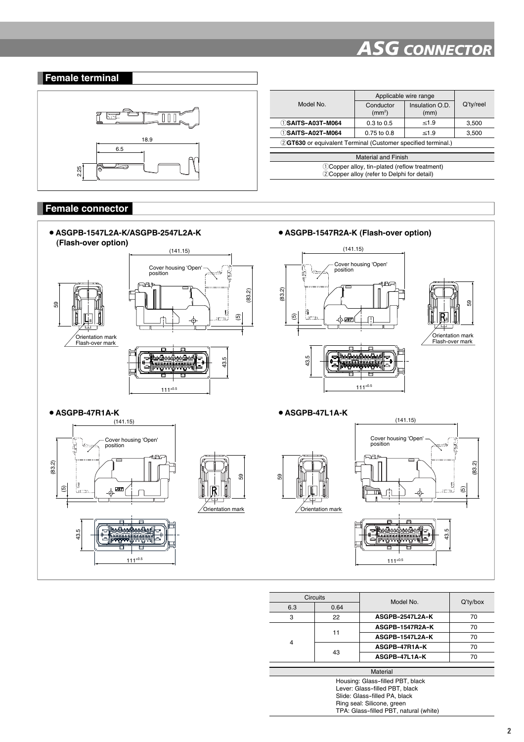## Female terminal

18.9

6.5

2.25

| Model No. | Applicable wire range | | Q'ty/reel |
|---|---|---|---|
| | Conductor ($mm^2$) | Insulation O.D. (mm) | |
| ①**SAITS-A03T-M064** | 0.3 to 0.5 | ≤1.9 | 3,500 |
| ①**SAITS-A02T-M064** | 0.75 to 0.8 | ≤1.9 | 3,500 |
| ②**GT630** or equivalent Terminal (Customer specified terminal.) | | | |

| Material and Finish |
|---|
| ①Copper alloy, tin-plated (reflow treatment) |
| ②Copper alloy (refer to Delphi for detail) |

## Female connector

- **ASGPB-1547L2A-K/ASGPB-2547L2A-K (Flash-over option)**

(141.15), Cover housing 'Open' position, (83.2), (5), 59, Orientation mark, Flash-over mark, 43.5, $111^{\pm0.5}$

- **ASGPB-1547R2A-K (Flash-over option)**

(141.15), Cover housing 'Open' position, (83.2), (5), 59, Orientation mark, Flash-over mark, 43.5, $111^{\pm0.5}$

- **ASGPB-47R1A-K**

(141.15), Cover housing 'Open' position, (83.2), (5), 59, Orientation mark, 43.5, $111^{\pm0.5}$

- **ASGPB-47L1A-K**

(141.15), Cover housing 'Open' position, (83.2), (5), 59, Orientation mark, 43.5, $111^{\pm0.5}$

| Circuits | | Model No. | Q'ty/box |
|---|---|---|---|
| 6.3 | 0.64 | | |
| 3 | 22 | **ASGPB-2547L2A-K** | 70 |
| 4 | 11 | **ASGPB-1547R2A-K** | 70 |
| | | **ASGPB-1547L2A-K** | 70 |
| | 43 | **ASGPB-47R1A-K** | 70 |
| | | **ASGPB-47L1A-K** | 70 |

| Material |
|---|
| Housing: Glass-filled PBT, black<br>Lever: Glass-filled PBT, black<br>Slide: Glass-filled PA, black<br>Ring seal: Silicone, green<br>TPA: Glass-filled PBT, natural (white) |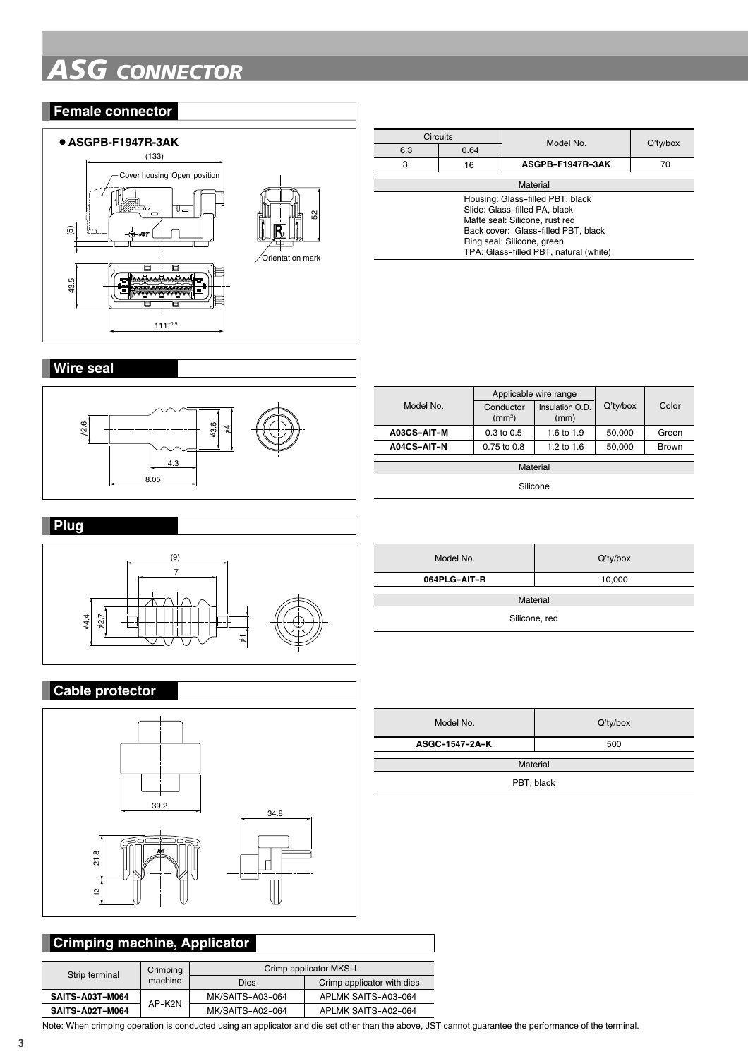# ASG CONNECTOR

## Female connector

● **ASGPB-F1947R-3AK**

(133)

Cover housing 'Open' position

(5)

43.5

111±0.5

52

Orientation mark

| Circuits | | Model No. | Q'ty/box |
|---|---|---|---|
| 6.3 | 0.64 | | |
| 3 | 16 | **ASGPB-F1947R-3AK** | 70 |

| Material |
|---|
| Housing: Glass-filled PBT, black<br>Slide: Glass-filled PA, black<br>Matte seal: Silicone, rust red<br>Back cover: Glass-filled PBT, black<br>Ring seal: Silicone, green<br>TPA: Glass-filled PBT, natural (white) |

## Wire seal

φ2.6

φ3.6

φ4

4.3

8.05

| Model No. | Applicable wire range | | Q'ty/box | Color |
|---|---|---|---|---|
| | Conductor (mm²) | Insulation O.D. (mm) | | |
| **A03CS-AIT-M** | 0.3 to 0.5 | 1.6 to 1.9 | 50,000 | Green |
| **A04CS-AIT-N** | 0.75 to 0.8 | 1.2 to 1.6 | 50,000 | Brown |

| Material |
|---|
| Silicone |

## Plug

(9)

7

φ4.4

φ2.7

φ1

| Model No. | Q'ty/box |
|---|---|
| **064PLG-AIT-R** | 10,000 |

| Material |
|---|
| Silicone, red |

## Cable protector

39.2

34.8

21.8

12

| Model No. | Q'ty/box |
|---|---|
| **ASGC-1547-2A-K** | 500 |

| Material |
|---|
| PBT, black |

## Crimping machine, Applicator

| Strip terminal | Crimping machine | Crimp applicator MKS-L | |
|---|---|---|---|
| | | Dies | Crimp applicator with dies |
| **SAITS-A03T-M064** | AP-K2N | MK/SAITS-A03-064 | APLMK SAITS-A03-064 |
| **SAITS-A02T-M064** | | MK/SAITS-A02-064 | APLMK SAITS-A02-064 |

Note: When crimping operation is conducted using an applicator and die set other than the above, JST cannot guarantee the performance of the terminal.